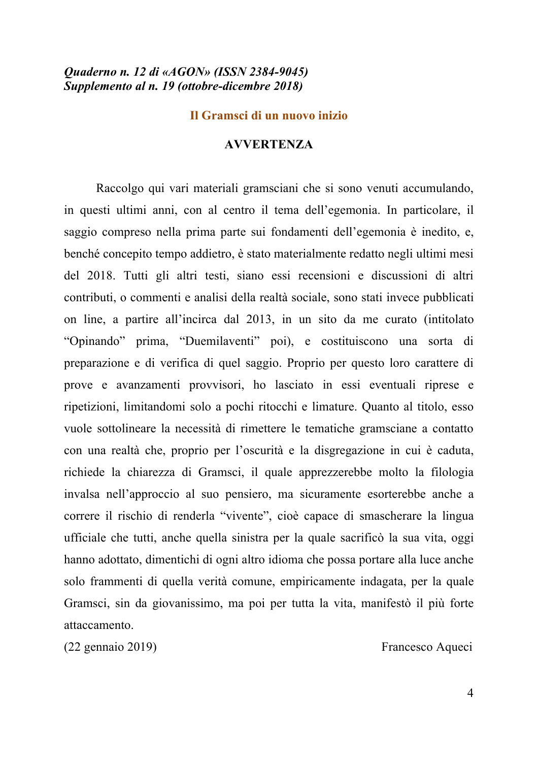***Quaderno n. 12 di «AGON» (ISSN 2384-9045)***
***Supplemento al n. 19 (ottobre-dicembre 2018)***

## Il Gramsci di un nuovo inizio

### AVVERTENZA

Raccolgo qui vari materiali gramsciani che si sono venuti accumulando, in questi ultimi anni, con al centro il tema dell'egemonia. In particolare, il saggio compreso nella prima parte sui fondamenti dell'egemonia è inedito, e, benché concepito tempo addietro, è stato materialmente redatto negli ultimi mesi del 2018. Tutti gli altri testi, siano essi recensioni e discussioni di altri contributi, o commenti e analisi della realtà sociale, sono stati invece pubblicati on line, a partire all'incirca dal 2013, in un sito da me curato (intitolato "Opinando" prima, "Duemilaventi" poi), e costituiscono una sorta di preparazione e di verifica di quel saggio. Proprio per questo loro carattere di prove e avanzamenti provvisori, ho lasciato in essi eventuali riprese e ripetizioni, limitandomi solo a pochi ritocchi e limature. Quanto al titolo, esso vuole sottolineare la necessità di rimettere le tematiche gramsciane a contatto con una realtà che, proprio per l'oscurità e la disgregazione in cui è caduta, richiede la chiarezza di Gramsci, il quale apprezzerebbe molto la filologia invalsa nell'approccio al suo pensiero, ma sicuramente esorterebbe anche a correre il rischio di renderla "vivente", cioè capace di smascherare la lingua ufficiale che tutti, anche quella sinistra per la quale sacrificò la sua vita, oggi hanno adottato, dimentichi di ogni altro idioma che possa portare alla luce anche solo frammenti di quella verità comune, empiricamente indagata, per la quale Gramsci, sin da giovanissimo, ma poi per tutta la vita, manifestò il più forte attaccamento.

(22 gennaio 2019) Francesco Aqueci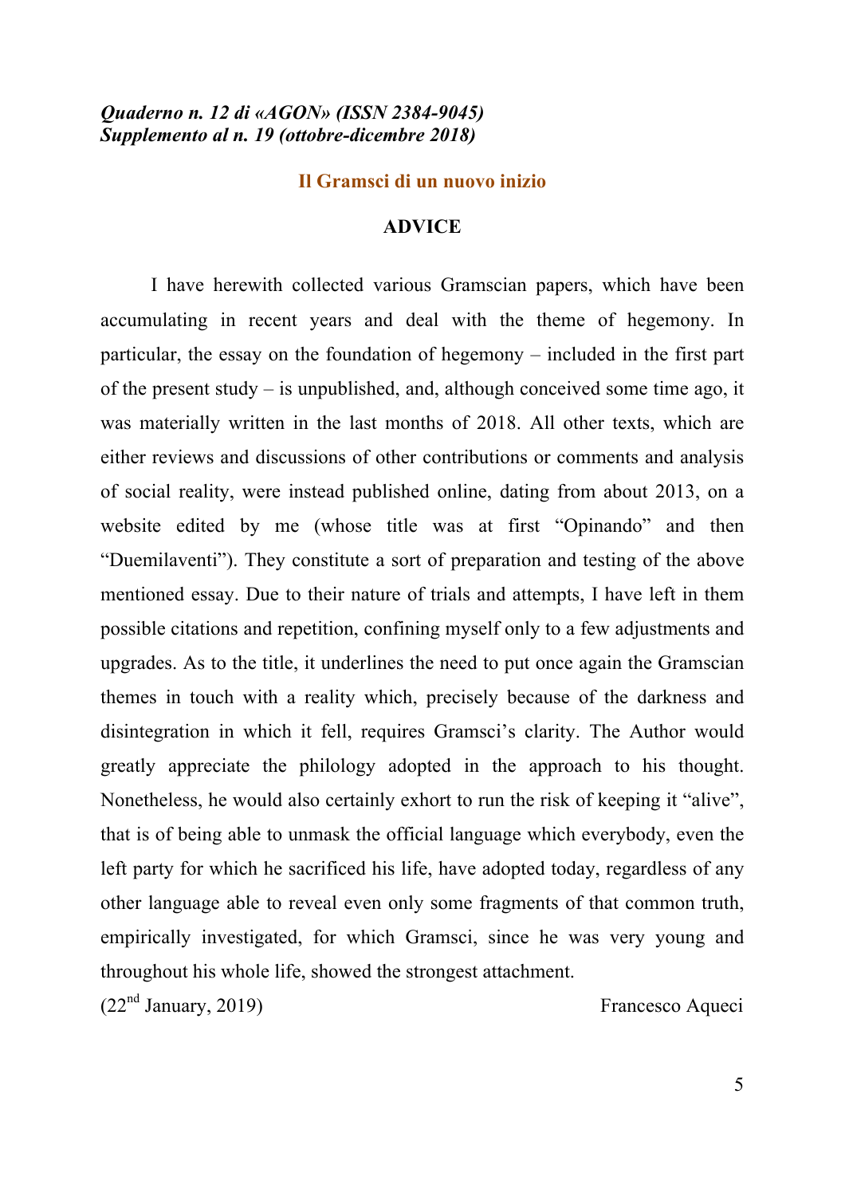*Quaderno n. 12 di «AGON» (ISSN 2384-9045)*
*Supplemento al n. 19 (ottobre-dicembre 2018)*

## Il Gramsci di un nuovo inizio

### ADVICE

I have herewith collected various Gramscian papers, which have been accumulating in recent years and deal with the theme of hegemony. In particular, the essay on the foundation of hegemony – included in the first part of the present study – is unpublished, and, although conceived some time ago, it was materially written in the last months of 2018. All other texts, which are either reviews and discussions of other contributions or comments and analysis of social reality, were instead published online, dating from about 2013, on a website edited by me (whose title was at first "Opinando" and then "Duemilaventi"). They constitute a sort of preparation and testing of the above mentioned essay. Due to their nature of trials and attempts, I have left in them possible citations and repetition, confining myself only to a few adjustments and upgrades. As to the title, it underlines the need to put once again the Gramscian themes in touch with a reality which, precisely because of the darkness and disintegration in which it fell, requires Gramsci's clarity. The Author would greatly appreciate the philology adopted in the approach to his thought. Nonetheless, he would also certainly exhort to run the risk of keeping it "alive", that is of being able to unmask the official language which everybody, even the left party for which he sacrificed his life, have adopted today, regardless of any other language able to reveal even only some fragments of that common truth, empirically investigated, for which Gramsci, since he was very young and throughout his whole life, showed the strongest attachment.

(22nd January, 2019) Francesco Aqueci